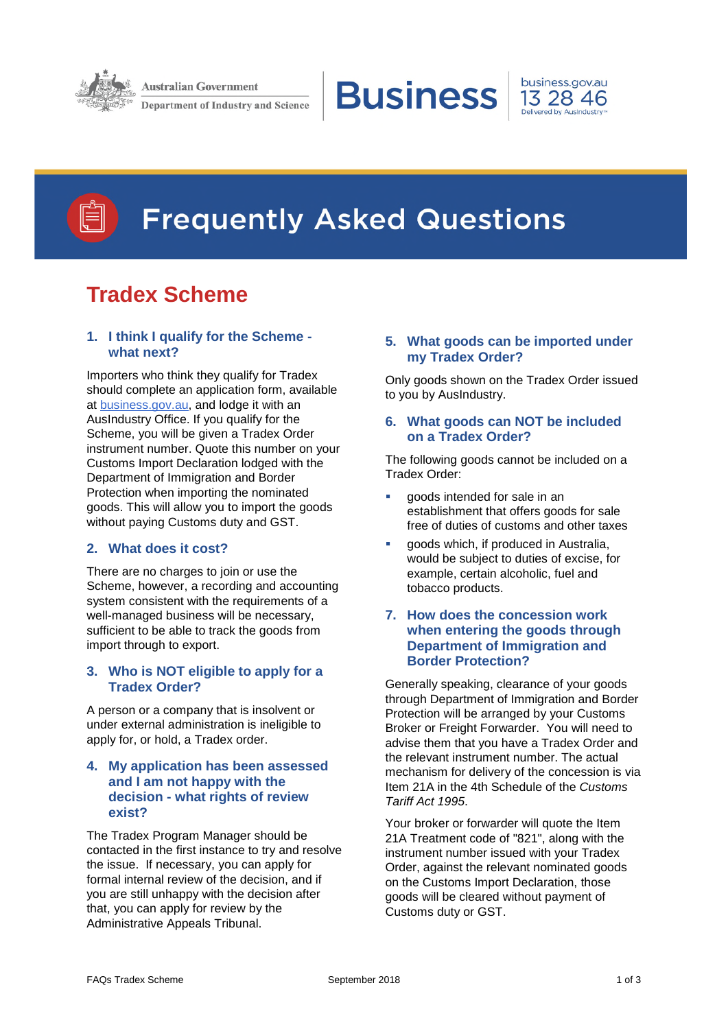Australian Government

Department of Industry and Science

Business

business.gov.au
13 28 46
Delivered by AusIndustry

# Frequently Asked Questions

## Tradex Scheme

### 1. I think I qualify for the Scheme - what next?

Importers who think they qualify for Tradex should complete an application form, available at business.gov.au, and lodge it with an AusIndustry Office. If you qualify for the Scheme, you will be given a Tradex Order instrument number. Quote this number on your Customs Import Declaration lodged with the Department of Immigration and Border Protection when importing the nominated goods. This will allow you to import the goods without paying Customs duty and GST.

### 2. What does it cost?

There are no charges to join or use the Scheme, however, a recording and accounting system consistent with the requirements of a well-managed business will be necessary, sufficient to be able to track the goods from import through to export.

### 3. Who is NOT eligible to apply for a Tradex Order?

A person or a company that is insolvent or under external administration is ineligible to apply for, or hold, a Tradex order.

### 4. My application has been assessed and I am not happy with the decision - what rights of review exist?

The Tradex Program Manager should be contacted in the first instance to try and resolve the issue. If necessary, you can apply for formal internal review of the decision, and if you are still unhappy with the decision after that, you can apply for review by the Administrative Appeals Tribunal.

### 5. What goods can be imported under my Tradex Order?

Only goods shown on the Tradex Order issued to you by AusIndustry.

### 6. What goods can NOT be included on a Tradex Order?

The following goods cannot be included on a Tradex Order:

- goods intended for sale in an establishment that offers goods for sale free of duties of customs and other taxes
- goods which, if produced in Australia, would be subject to duties of excise, for example, certain alcoholic, fuel and tobacco products.

### 7. How does the concession work when entering the goods through Department of Immigration and Border Protection?

Generally speaking, clearance of your goods through Department of Immigration and Border Protection will be arranged by your Customs Broker or Freight Forwarder. You will need to advise them that you have a Tradex Order and the relevant instrument number. The actual mechanism for delivery of the concession is via Item 21A in the 4th Schedule of the *Customs Tariff Act 1995*.

Your broker or forwarder will quote the Item 21A Treatment code of "821", along with the instrument number issued with your Tradex Order, against the relevant nominated goods on the Customs Import Declaration, those goods will be cleared without payment of Customs duty or GST.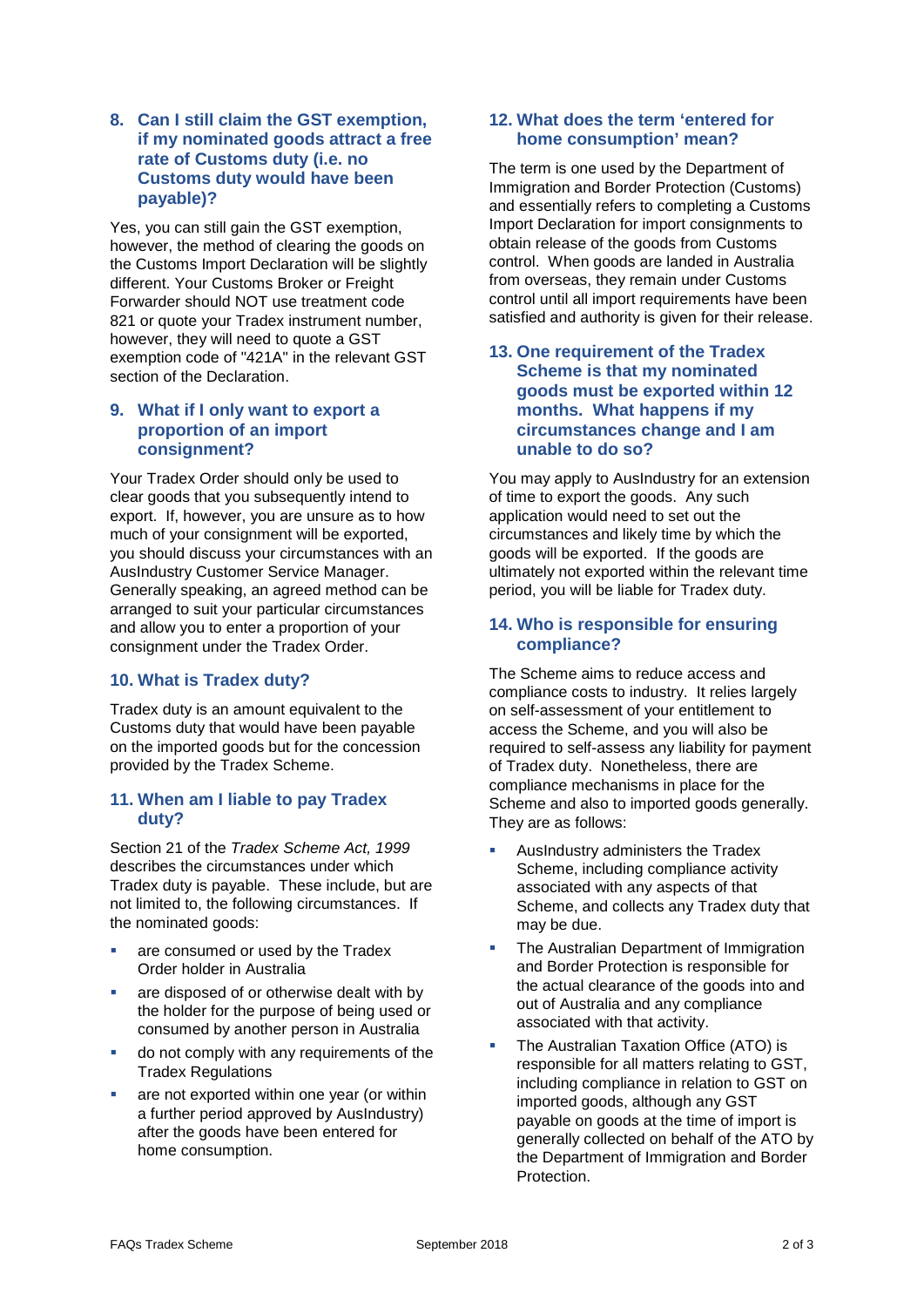## 8. Can I still claim the GST exemption, if my nominated goods attract a free rate of Customs duty (i.e. no Customs duty would have been payable)?

Yes, you can still gain the GST exemption, however, the method of clearing the goods on the Customs Import Declaration will be slightly different. Your Customs Broker or Freight Forwarder should NOT use treatment code 821 or quote your Tradex instrument number, however, they will need to quote a GST exemption code of "421A" in the relevant GST section of the Declaration.

## 9. What if I only want to export a proportion of an import consignment?

Your Tradex Order should only be used to clear goods that you subsequently intend to export. If, however, you are unsure as to how much of your consignment will be exported, you should discuss your circumstances with an AusIndustry Customer Service Manager. Generally speaking, an agreed method can be arranged to suit your particular circumstances and allow you to enter a proportion of your consignment under the Tradex Order.

## 10. What is Tradex duty?

Tradex duty is an amount equivalent to the Customs duty that would have been payable on the imported goods but for the concession provided by the Tradex Scheme.

## 11. When am I liable to pay Tradex duty?

Section 21 of the *Tradex Scheme Act, 1999* describes the circumstances under which Tradex duty is payable. These include, but are not limited to, the following circumstances. If the nominated goods:

- are consumed or used by the Tradex Order holder in Australia
- are disposed of or otherwise dealt with by the holder for the purpose of being used or consumed by another person in Australia
- do not comply with any requirements of the Tradex Regulations
- are not exported within one year (or within a further period approved by AusIndustry) after the goods have been entered for home consumption.

## 12. What does the term 'entered for home consumption' mean?

The term is one used by the Department of Immigration and Border Protection (Customs) and essentially refers to completing a Customs Import Declaration for import consignments to obtain release of the goods from Customs control. When goods are landed in Australia from overseas, they remain under Customs control until all import requirements have been satisfied and authority is given for their release.

## 13. One requirement of the Tradex Scheme is that my nominated goods must be exported within 12 months. What happens if my circumstances change and I am unable to do so?

You may apply to AusIndustry for an extension of time to export the goods. Any such application would need to set out the circumstances and likely time by which the goods will be exported. If the goods are ultimately not exported within the relevant time period, you will be liable for Tradex duty.

## 14. Who is responsible for ensuring compliance?

The Scheme aims to reduce access and compliance costs to industry. It relies largely on self-assessment of your entitlement to access the Scheme, and you will also be required to self-assess any liability for payment of Tradex duty. Nonetheless, there are compliance mechanisms in place for the Scheme and also to imported goods generally. They are as follows:

- AusIndustry administers the Tradex Scheme, including compliance activity associated with any aspects of that Scheme, and collects any Tradex duty that may be due.
- The Australian Department of Immigration and Border Protection is responsible for the actual clearance of the goods into and out of Australia and any compliance associated with that activity.
- The Australian Taxation Office (ATO) is responsible for all matters relating to GST, including compliance in relation to GST on imported goods, although any GST payable on goods at the time of import is generally collected on behalf of the ATO by the Department of Immigration and Border Protection.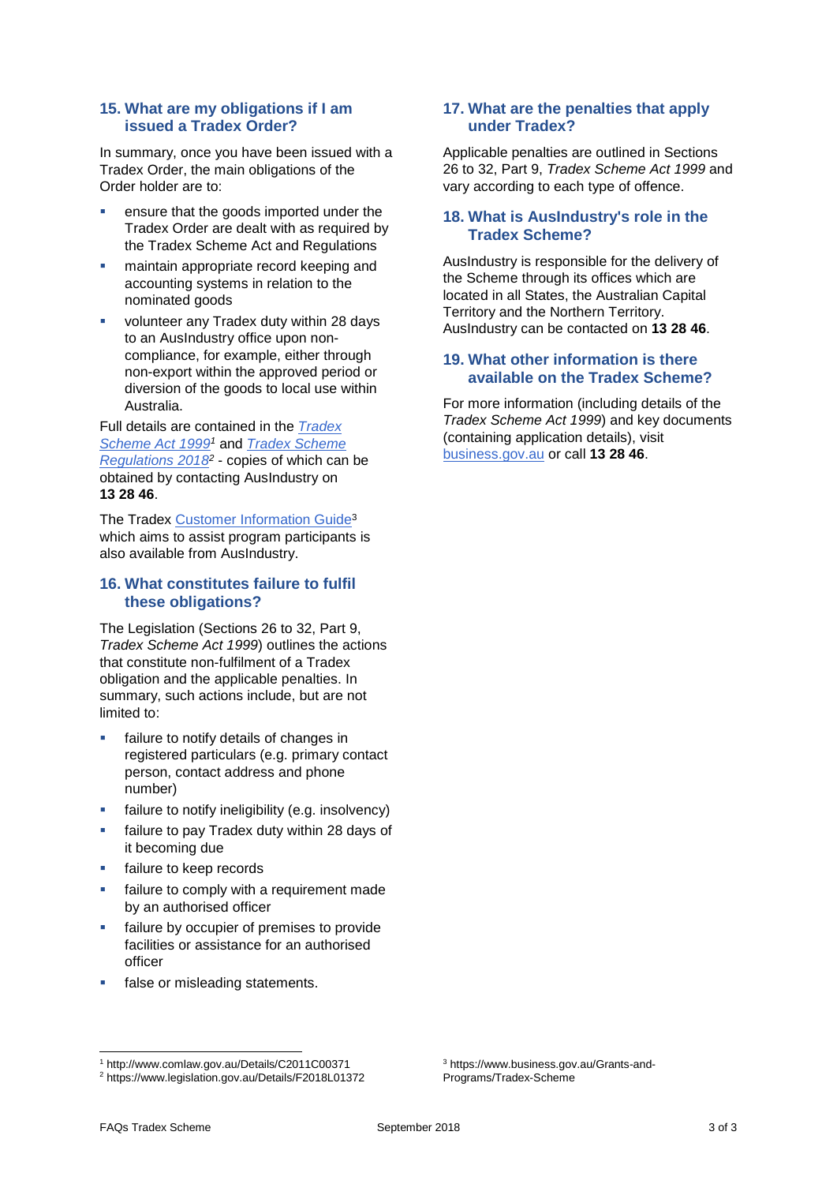## 15. What are my obligations if I am issued a Tradex Order?

In summary, once you have been issued with a Tradex Order, the main obligations of the Order holder are to:

- ensure that the goods imported under the Tradex Order are dealt with as required by the Tradex Scheme Act and Regulations
- maintain appropriate record keeping and accounting systems in relation to the nominated goods
- volunteer any Tradex duty within 28 days to an AusIndustry office upon non-compliance, for example, either through non-export within the approved period or diversion of the goods to local use within Australia.

Full details are contained in the *Tradex Scheme Act 1999*[1] and *Tradex Scheme Regulations 2018*[2] - copies of which can be obtained by contacting AusIndustry on **13 28 46**.

The Tradex Customer Information Guide[3] which aims to assist program participants is also available from AusIndustry.

## 16. What constitutes failure to fulfil these obligations?

The Legislation (Sections 26 to 32, Part 9, *Tradex Scheme Act 1999*) outlines the actions that constitute non-fulfilment of a Tradex obligation and the applicable penalties. In summary, such actions include, but are not limited to:

- failure to notify details of changes in registered particulars (e.g. primary contact person, contact address and phone number)
- failure to notify ineligibility (e.g. insolvency)
- failure to pay Tradex duty within 28 days of it becoming due
- failure to keep records
- failure to comply with a requirement made by an authorised officer
- failure by occupier of premises to provide facilities or assistance for an authorised officer
- false or misleading statements.

## 17. What are the penalties that apply under Tradex?

Applicable penalties are outlined in Sections 26 to 32, Part 9, *Tradex Scheme Act 1999* and vary according to each type of offence.

## 18. What is AusIndustry's role in the Tradex Scheme?

AusIndustry is responsible for the delivery of the Scheme through its offices which are located in all States, the Australian Capital Territory and the Northern Territory. AusIndustry can be contacted on **13 28 46**.

## 19. What other information is there available on the Tradex Scheme?

For more information (including details of the *Tradex Scheme Act 1999*) and key documents (containing application details), visit business.gov.au or call **13 28 46**.

---

[1] http://www.comlaw.gov.au/Details/C2011C00371

[2] https://www.legislation.gov.au/Details/F2018L01372

[3] https://www.business.gov.au/Grants-and-Programs/Tradex-Scheme